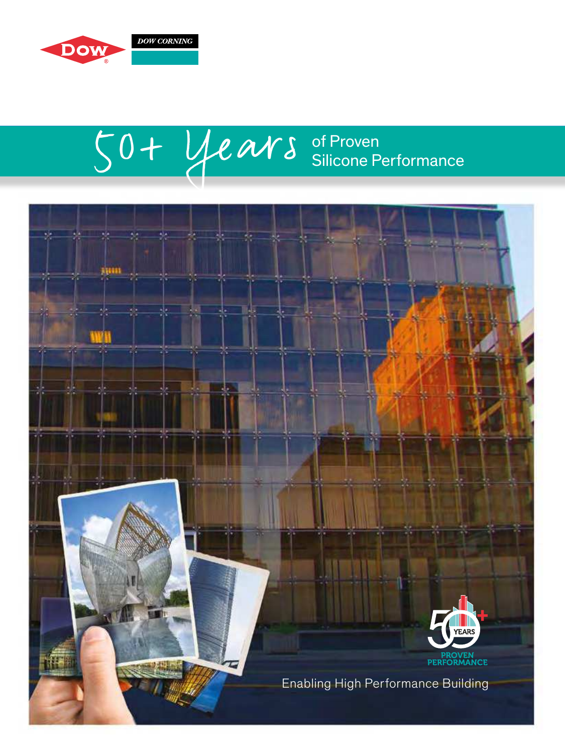DOW CORNING

# 50+ Years of Proven Silicone Performance

50 YEARS PROVEN PERFORMANCE

Enabling High Performance Building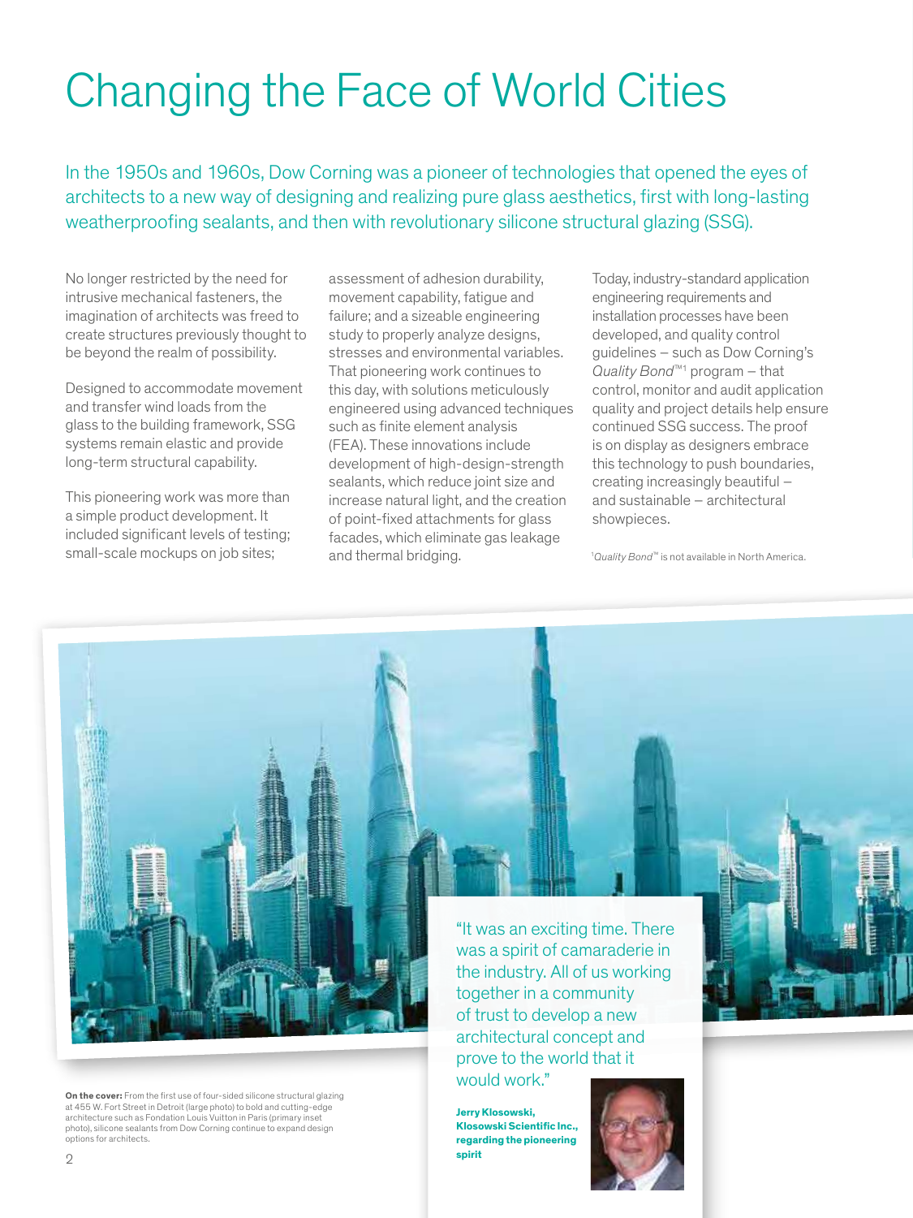# Changing the Face of World Cities

In the 1950s and 1960s, Dow Corning was a pioneer of technologies that opened the eyes of architects to a new way of designing and realizing pure glass aesthetics, first with long-lasting weatherproofing sealants, and then with revolutionary silicone structural glazing (SSG).

No longer restricted by the need for intrusive mechanical fasteners, the imagination of architects was freed to create structures previously thought to be beyond the realm of possibility.

Designed to accommodate movement and transfer wind loads from the glass to the building framework, SSG systems remain elastic and provide long-term structural capability.

This pioneering work was more than a simple product development. It included significant levels of testing; small-scale mockups on job sites; assessment of adhesion durability, movement capability, fatigue and failure; and a sizeable engineering study to properly analyze designs, stresses and environmental variables. That pioneering work continues to this day, with solutions meticulously engineered using advanced techniques such as finite element analysis (FEA). These innovations include development of high-design-strength sealants, which reduce joint size and increase natural light, and the creation of point-fixed attachments for glass facades, which eliminate gas leakage and thermal bridging.

Today, industry-standard application engineering requirements and installation processes have been developed, and quality control guidelines – such as Dow Corning's *Quality Bond*™[1] program – that control, monitor and audit application quality and project details help ensure continued SSG success. The proof is on display as designers embrace this technology to push boundaries, creating increasingly beautiful – and sustainable – architectural showpieces.

[1] *Quality Bond*™ is not available in North America.

"It was an exciting time. There was a spirit of camaraderie in the industry. All of us working together in a community of trust to develop a new architectural concept and prove to the world that it would work."

**Jerry Klosowski, Klosowski Scientific Inc., regarding the pioneering spirit**

**On the cover:** From the first use of four-sided silicone structural glazing at 455 W. Fort Street in Detroit (large photo) to bold and cutting-edge architecture such as Fondation Louis Vuitton in Paris (primary inset photo), silicone sealants from Dow Corning continue to expand design options for architects.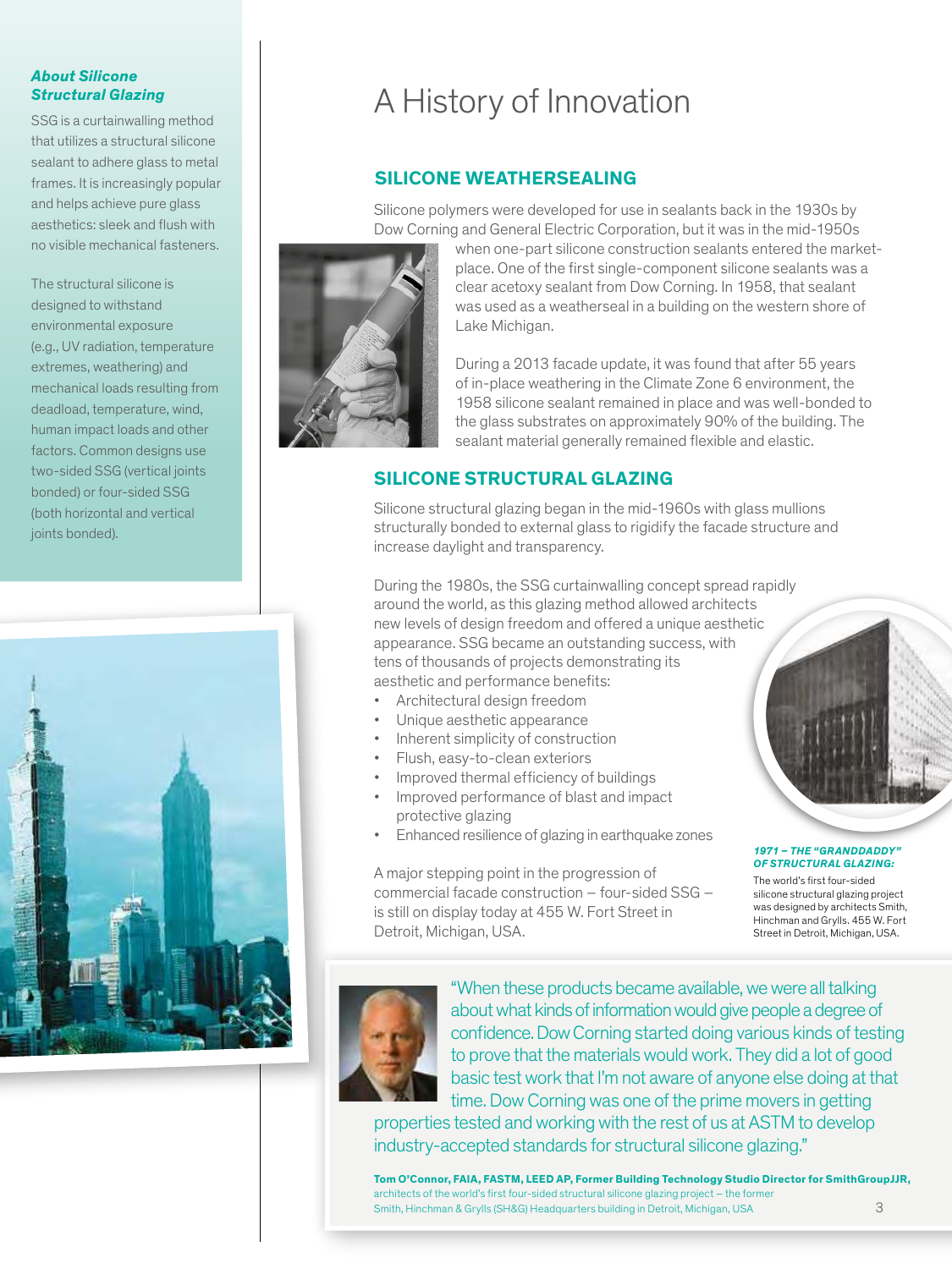# A History of Innovation

### *About Silicone Structural Glazing*

SSG is a curtainwalling method that utilizes a structural silicone sealant to adhere glass to metal frames. It is increasingly popular and helps achieve pure glass aesthetics: sleek and flush with no visible mechanical fasteners.

The structural silicone is designed to withstand environmental exposure (e.g., UV radiation, temperature extremes, weathering) and mechanical loads resulting from deadload, temperature, wind, human impact loads and other factors. Common designs use two-sided SSG (vertical joints bonded) or four-sided SSG (both horizontal and vertical joints bonded).

## SILICONE WEATHERSEALING

Silicone polymers were developed for use in sealants back in the 1930s by Dow Corning and General Electric Corporation, but it was in the mid-1950s when one-part silicone construction sealants entered the marketplace. One of the first single-component silicone sealants was a clear acetoxy sealant from Dow Corning. In 1958, that sealant was used as a weatherseal in a building on the western shore of Lake Michigan.

During a 2013 facade update, it was found that after 55 years of in-place weathering in the Climate Zone 6 environment, the 1958 silicone sealant remained in place and was well-bonded to the glass substrates on approximately 90% of the building. The sealant material generally remained flexible and elastic.

## SILICONE STRUCTURAL GLAZING

Silicone structural glazing began in the mid-1960s with glass mullions structurally bonded to external glass to rigidify the facade structure and increase daylight and transparency.

During the 1980s, the SSG curtainwalling concept spread rapidly around the world, as this glazing method allowed architects new levels of design freedom and offered a unique aesthetic appearance. SSG became an outstanding success, with tens of thousands of projects demonstrating its aesthetic and performance benefits:

- Architectural design freedom
- Unique aesthetic appearance
- Inherent simplicity of construction
- Flush, easy-to-clean exteriors
- Improved thermal efficiency of buildings
- Improved performance of blast and impact protective glazing
- Enhanced resilience of glazing in earthquake zones

A major stepping point in the progression of commercial facade construction – four-sided SSG – is still on display today at 455 W. Fort Street in Detroit, Michigan, USA.

***1971 – THE "GRANDDADDY" OF STRUCTURAL GLAZING:***

The world's first four-sided silicone structural glazing project was designed by architects Smith, Hinchman and Grylls. 455 W. Fort Street in Detroit, Michigan, USA.

"When these products became available, we were all talking about what kinds of information would give people a degree of confidence. Dow Corning started doing various kinds of testing to prove that the materials would work. They did a lot of good basic test work that I'm not aware of anyone else doing at that time. Dow Corning was one of the prime movers in getting properties tested and working with the rest of us at ASTM to develop industry-accepted standards for structural silicone glazing."

**Tom O'Connor, FAIA, FASTM, LEED AP, Former Building Technology Studio Director for SmithGroupJJR,** architects of the world's first four-sided structural silicone glazing project – the former Smith, Hinchman & Grylls (SH&G) Headquarters building in Detroit, Michigan, USA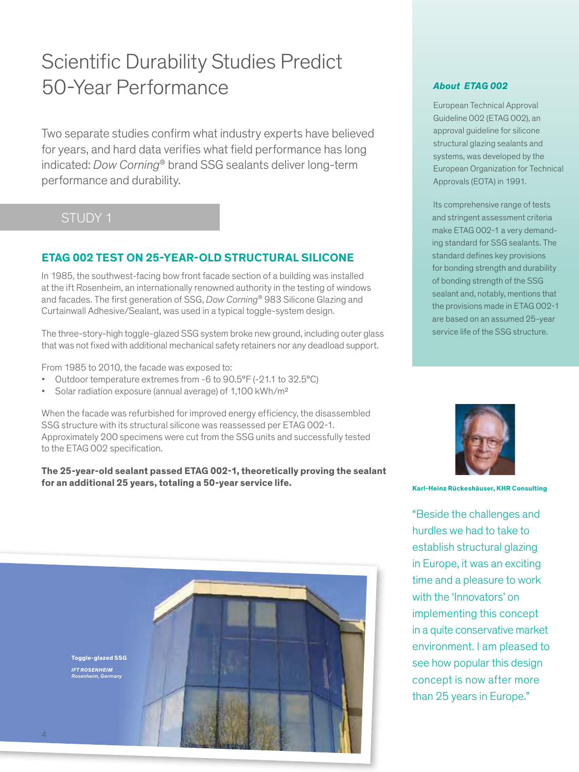# Scientific Durability Studies Predict 50-Year Performance

Two separate studies confirm what industry experts have believed for years, and hard data verifies what field performance has long indicated: *Dow Corning*® brand SSG sealants deliver long-term performance and durability.

## STUDY 1

### ETAG 002 TEST ON 25-YEAR-OLD STRUCTURAL SILICONE

In 1985, the southwest-facing bow front facade section of a building was installed at the ift Rosenheim, an internationally renowned authority in the testing of windows and facades. The first generation of SSG, *Dow Corning*® 983 Silicone Glazing and Curtainwall Adhesive/Sealant, was used in a typical toggle-system design.

The three-story-high toggle-glazed SSG system broke new ground, including outer glass that was not fixed with additional mechanical safety retainers nor any deadload support.

From 1985 to 2010, the facade was exposed to:

- Outdoor temperature extremes from -6 to 90.5°F (-21.1 to 32.5°C)
- Solar radiation exposure (annual average) of 1,100 kWh/m²

When the facade was refurbished for improved energy efficiency, the disassembled SSG structure with its structural silicone was reassessed per ETAG 002-1. Approximately 200 specimens were cut from the SSG units and successfully tested to the ETAG 002 specification.

**The 25-year-old sealant passed ETAG 002-1, theoretically proving the sealant for an additional 25 years, totaling a 50-year service life.**

**Toggle-glazed SSG**

***IFT ROSENHEIM***
*Rosenheim, Germany*

### *About ETAG 002*

European Technical Approval Guideline 002 (ETAG 002), an approval guideline for silicone structural glazing sealants and systems, was developed by the European Organization for Technical Approvals (EOTA) in 1991.

Its comprehensive range of tests and stringent assessment criteria make ETAG 002-1 a very demanding standard for SSG sealants. The standard defines key provisions for bonding strength and durability of bonding strength of the SSG sealant and, notably, mentions that the provisions made in ETAG 002-1 are based on an assumed 25-year service life of the SSG structure.

**Karl-Heinz Rückeshäuser, KHR Consulting**

"Beside the challenges and hurdles we had to take to establish structural glazing in Europe, it was an exciting time and a pleasure to work with the 'Innovators' on implementing this concept in a quite conservative market environment. I am pleased to see how popular this design concept is now after more than 25 years in Europe."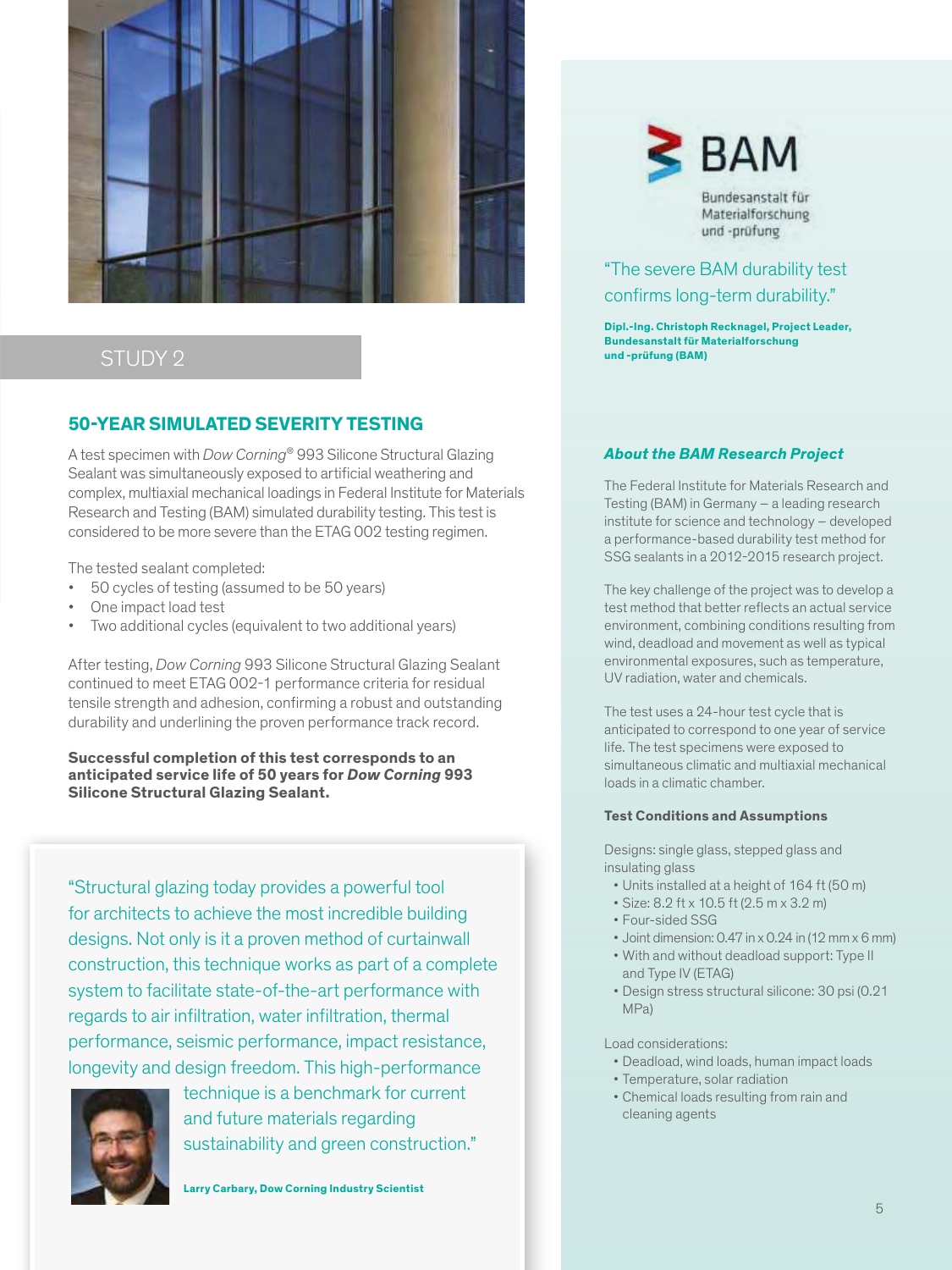STUDY 2

## 50-YEAR SIMULATED SEVERITY TESTING

A test specimen with *Dow Corning*® 993 Silicone Structural Glazing Sealant was simultaneously exposed to artificial weathering and complex, multiaxial mechanical loadings in Federal Institute for Materials Research and Testing (BAM) simulated durability testing. This test is considered to be more severe than the ETAG 002 testing regimen.

The tested sealant completed:

- 50 cycles of testing (assumed to be 50 years)
- One impact load test
- Two additional cycles (equivalent to two additional years)

After testing, *Dow Corning* 993 Silicone Structural Glazing Sealant continued to meet ETAG 002-1 performance criteria for residual tensile strength and adhesion, confirming a robust and outstanding durability and underlining the proven performance track record.

**Successful completion of this test corresponds to an anticipated service life of 50 years for *Dow Corning* 993 Silicone Structural Glazing Sealant.**

"Structural glazing today provides a powerful tool for architects to achieve the most incredible building designs. Not only is it a proven method of curtainwall construction, this technique works as part of a complete system to facilitate state-of-the-art performance with regards to air infiltration, water infiltration, thermal performance, seismic performance, impact resistance, longevity and design freedom. This high-performance technique is a benchmark for current and future materials regarding sustainability and green construction."

**Larry Carbary, Dow Corning Industry Scientist**

BAM
Bundesanstalt für Materialforschung und -prüfung

"The severe BAM durability test confirms long-term durability."

**Dipl.-Ing. Christoph Recknagel, Project Leader, Bundesanstalt für Materialforschung und -prüfung (BAM)**

### *About the BAM Research Project*

The Federal Institute for Materials Research and Testing (BAM) in Germany – a leading research institute for science and technology – developed a performance-based durability test method for SSG sealants in a 2012-2015 research project.

The key challenge of the project was to develop a test method that better reflects an actual service environment, combining conditions resulting from wind, deadload and movement as well as typical environmental exposures, such as temperature, UV radiation, water and chemicals.

The test uses a 24-hour test cycle that is anticipated to correspond to one year of service life. The test specimens were exposed to simultaneous climatic and multiaxial mechanical loads in a climatic chamber.

**Test Conditions and Assumptions**

Designs: single glass, stepped glass and insulating glass

- Units installed at a height of 164 ft (50 m)
- Size: 8.2 ft x 10.5 ft (2.5 m x 3.2 m)
- Four-sided SSG
- Joint dimension: 0.47 in x 0.24 in (12 mm x 6 mm)
- With and without deadload support: Type II and Type IV (ETAG)
- Design stress structural silicone: 30 psi (0.21 MPa)

Load considerations:

- Deadload, wind loads, human impact loads
- Temperature, solar radiation
- Chemical loads resulting from rain and cleaning agents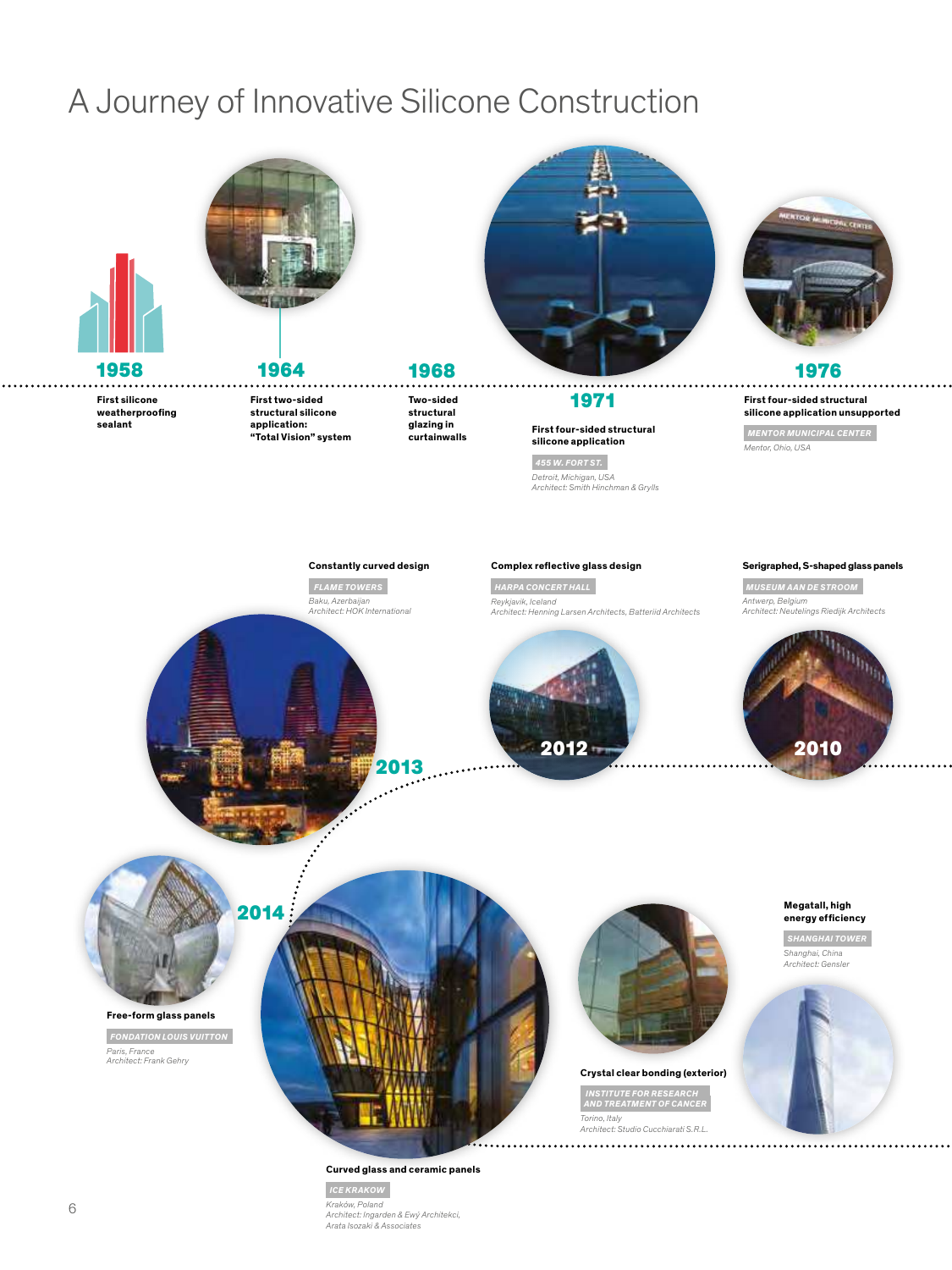# A Journey of Innovative Silicone Construction

**1958**

**First silicone weatherproofing sealant**

**1964**

**First two-sided structural silicone application: "Total Vision" system**

**1968**

**Two-sided structural glazing in curtainwalls**

**1971**

**First four-sided structural silicone application**

455 W. FORT ST.

*Detroit, Michigan, USA*
*Architect: Smith Hinchman & Grylls*

**1976**

**First four-sided structural silicone application unsupported**

MENTOR MUNICIPAL CENTER

*Mentor, Ohio, USA*

**2010**

**Serigraphed, S-shaped glass panels**

MUSEUM AAN DE STROOM

*Antwerp, Belgium*
*Architect: Neutelings Riedijk Architects*

**2012**

**Complex reflective glass design**

HARPA CONCERT HALL

*Reykjavik, Iceland*
*Architect: Henning Larsen Architects, Batteriid Architects*

**2013**

**Constantly curved design**

FLAME TOWERS

*Baku, Azerbaijan*
*Architect: HOK International*

**2014**

**Free-form glass panels**

FONDATION LOUIS VUITTON

*Paris, France*
*Architect: Frank Gehry*

**Curved glass and ceramic panels**

ICE KRAKOW

*Kraków, Poland*
*Architect: Ingarden & Ewý Architekci, Arata Isozaki & Associates*

**Crystal clear bonding (exterior)**

INSTITUTE FOR RESEARCH AND TREATMENT OF CANCER

*Torino, Italy*
*Architect: Studio Cucchiarati S.R.L.*

**Megatall, high energy efficiency**

SHANGHAI TOWER

*Shanghai, China*
*Architect: Gensler*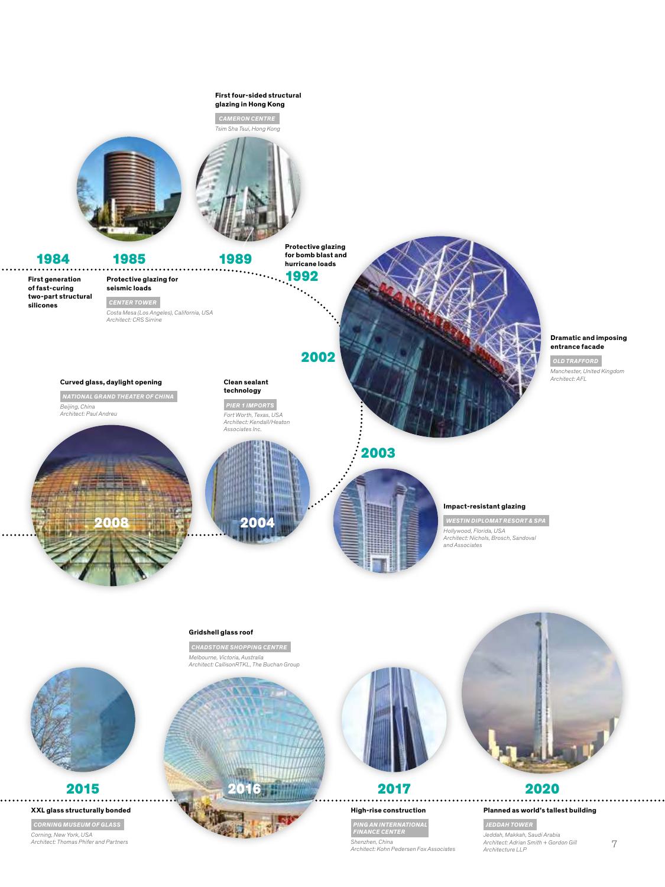**1984**

First generation of fast-curing two-part structural silicones

**1985**

Protective glazing for seismic loads

CENTER TOWER

*Costa Mesa (Los Angeles), California, USA*
*Architect: CRS Sirrine*

**1989**

First four-sided structural glazing in Hong Kong

CAMERON CENTRE

*Tsim Sha Tsui, Hong Kong*

**1992**

Protective glazing for bomb blast and hurricane loads

**2002**

Dramatic and imposing entrance facade

OLD TRAFFORD

*Manchester, United Kingdom*
*Architect: AFL*

**2003**

Impact-resistant glazing

WESTIN DIPLOMAT RESORT & SPA

*Hollywood, Florida, USA*
*Architect: Nichols, Brosch, Sandoval and Associates*

**2004**

Clean sealant technology

PIER 1 IMPORTS

*Fort Worth, Texas, USA*
*Architect: Kendall/Heaton Associates Inc.*

**2008**

Curved glass, daylight opening

NATIONAL GRAND THEATER OF CHINA

*Beijing, China*
*Architect: Paul Andreu*

**2015**

XXL glass structurally bonded

CORNING MUSEUM OF GLASS

*Corning, New York, USA*
*Architect: Thomas Phifer and Partners*

**2016**

Gridshell glass roof

CHADSTONE SHOPPING CENTRE

*Melbourne, Victoria, Australia*
*Architect: CallisonRTKL, The Buchan Group*

**2017**

High-rise construction

PING AN INTERNATIONAL FINANCE CENTER

*Shenzhen, China*
*Architect: Kohn Pedersen Fox Associates*

**2020**

Planned as world's tallest building

JEDDAH TOWER

*Jeddah, Makkah, Saudi Arabia*
*Architect: Adrian Smith + Gordon Gill Architecture LLP*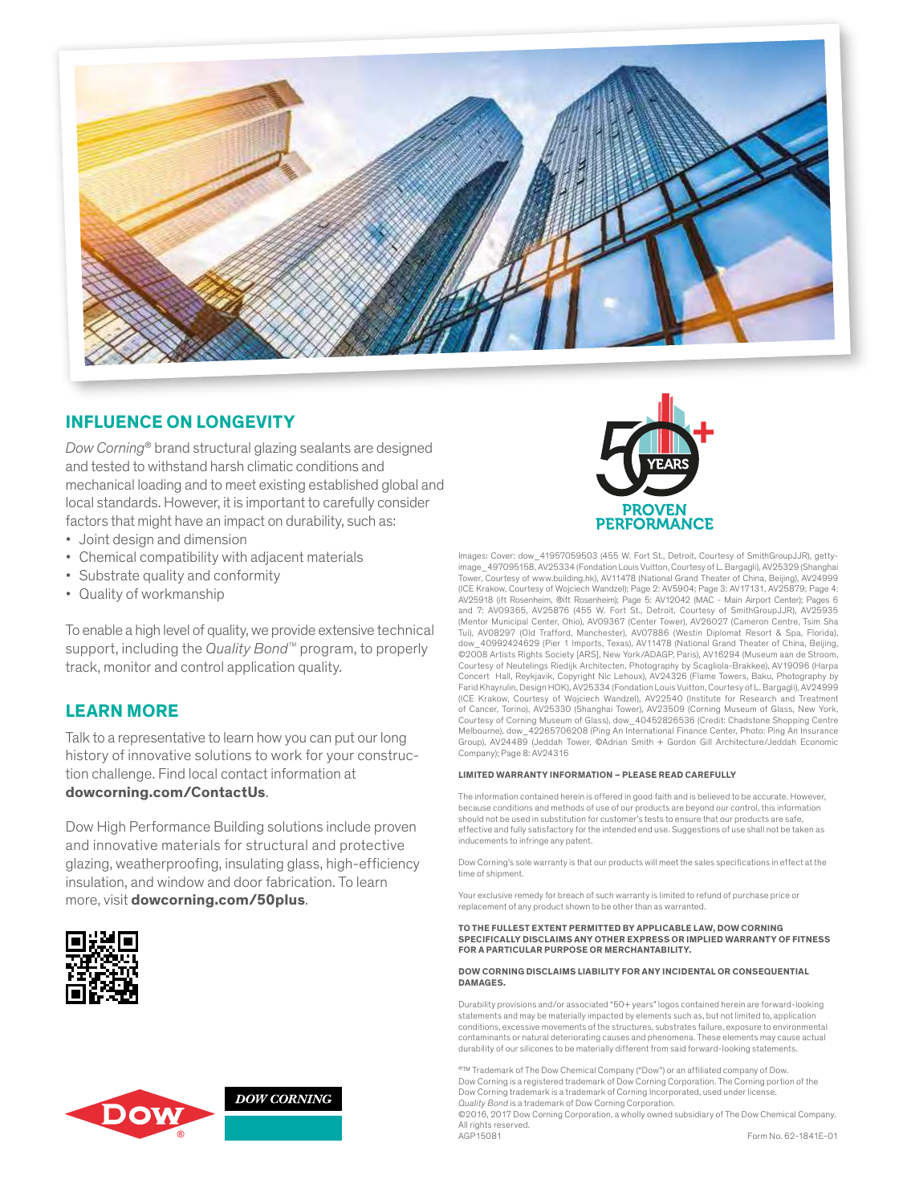## INFLUENCE ON LONGEVITY

*Dow Corning*® brand structural glazing sealants are designed and tested to withstand harsh climatic conditions and mechanical loading and to meet existing established global and local standards. However, it is important to carefully consider factors that might have an impact on durability, such as:

- Joint design and dimension
- Chemical compatibility with adjacent materials
- Substrate quality and conformity
- Quality of workmanship

To enable a high level of quality, we provide extensive technical support, including the *Quality Bond*™ program, to properly track, monitor and control application quality.

## LEARN MORE

Talk to a representative to learn how you can put our long history of innovative solutions to work for your construction challenge. Find local contact information at **dowcorning.com/ContactUs**.

Dow High Performance Building solutions include proven and innovative materials for structural and protective glazing, weatherproofing, insulating glass, high-efficiency insulation, and window and door fabrication. To learn more, visit **dowcorning.com/50plus**.

50+ YEARS PROVEN PERFORMANCE

Images: Cover: dow_41957059503 (455 W. Fort St., Detroit, Courtesy of SmithGroupJJR), getty-image_497095158, AV25334 (Fondation Louis Vuitton, Courtesy of L. Bargagli), AV25329 (Shanghai Tower, Courtesy of www.building.hk), AV11478 (National Grand Theater of China, Beijing), AV24999 (ICE Krakow, Courtesy of Wojciech Wandzel); Page 2: AV5904; Page 3: AV17131, AV25879; Page 4: AV25918 (ift Rosenheim, ®ift Rosenheim); Page 5: AV12042 (MAC - Main Airport Center); Pages 6 and 7: AV09365, AV25876 (455 W. Fort St., Detroit, Courtesy of SmithGroupJJR), AV25935 (Mentor Municipal Center, Ohio), AV09367 (Center Tower), AV26027 (Cameron Centre, Tsim Sha Tui), AV08297 (Old Trafford, Manchester), AV07886 (Westin Diplomat Resort & Spa, Florida), dow_40992424629 (Pier 1 Imports, Texas), AV11478 (National Grand Theater of China, Beijing, ©2008 Artists Rights Society [ARS], New York/ADAGP, Paris), AV16294 (Museum aan de Stroom, Courtesy of Neutelings Riedijk Architecten, Photography by Scagliola-Brakkee), AV19096 (Harpa Concert Hall, Reykjavik, Copyright Nic Lehoux), AV24326 (Flame Towers, Baku, Photography by Farid Khayrulin, Design HOK), AV25334 (Fondation Louis Vuitton, Courtesy of L. Bargagli), AV24999 (ICE Krakow, Courtesy of Wojciech Wandzel), AV22540 (Institute for Research and Treatment of Cancer, Torino), AV25330 (Shanghai Tower), AV23509 (Corning Museum of Glass, New York, Courtesy of Corning Museum of Glass), dow_40452826536 (Credit: Chadstone Shopping Centre Melbourne), dow_42265706208 (Ping An International Finance Center, Photo: Ping An Insurance Group), AV24489 (Jeddah Tower, ©Adrian Smith + Gordon Gill Architecture/Jeddah Economic Company); Page 8: AV24316

**LIMITED WARRANTY INFORMATION – PLEASE READ CAREFULLY**

The information contained herein is offered in good faith and is believed to be accurate. However, because conditions and methods of use of our products are beyond our control, this information should not be used in substitution for customer's tests to ensure that our products are safe, effective and fully satisfactory for the intended end use. Suggestions of use shall not be taken as inducements to infringe any patent.

Dow Corning's sole warranty is that our products will meet the sales specifications in effect at the time of shipment.

Your exclusive remedy for breach of such warranty is limited to refund of purchase price or replacement of any product shown to be other than as warranted.

**TO THE FULLEST EXTENT PERMITTED BY APPLICABLE LAW, DOW CORNING SPECIFICALLY DISCLAIMS ANY OTHER EXPRESS OR IMPLIED WARRANTY OF FITNESS FOR A PARTICULAR PURPOSE OR MERCHANTABILITY.**

**DOW CORNING DISCLAIMS LIABILITY FOR ANY INCIDENTAL OR CONSEQUENTIAL DAMAGES.**

Durability provisions and/or associated "50+ years" logos contained herein are forward-looking statements and may be materially impacted by elements such as, but not limited to, application conditions, excessive movements of the structures, substrates failure, exposure to environmental contaminants or natural deteriorating causes and phenomena. These elements may cause actual durability of our silicones to be materially different from said forward-looking statements.

®™ Trademark of The Dow Chemical Company ("Dow") or an affiliated company of Dow.
Dow Corning is a registered trademark of Dow Corning Corporation. The Corning portion of the Dow Corning trademark is a trademark of Corning Incorporated, used under license.
*Quality Bond* is a trademark of Dow Corning Corporation.
©2016, 2017 Dow Corning Corporation, a wholly owned subsidiary of The Dow Chemical Company. All rights reserved.
AGP15081 Form No. 62-1841E-01

DOW® DOW CORNING